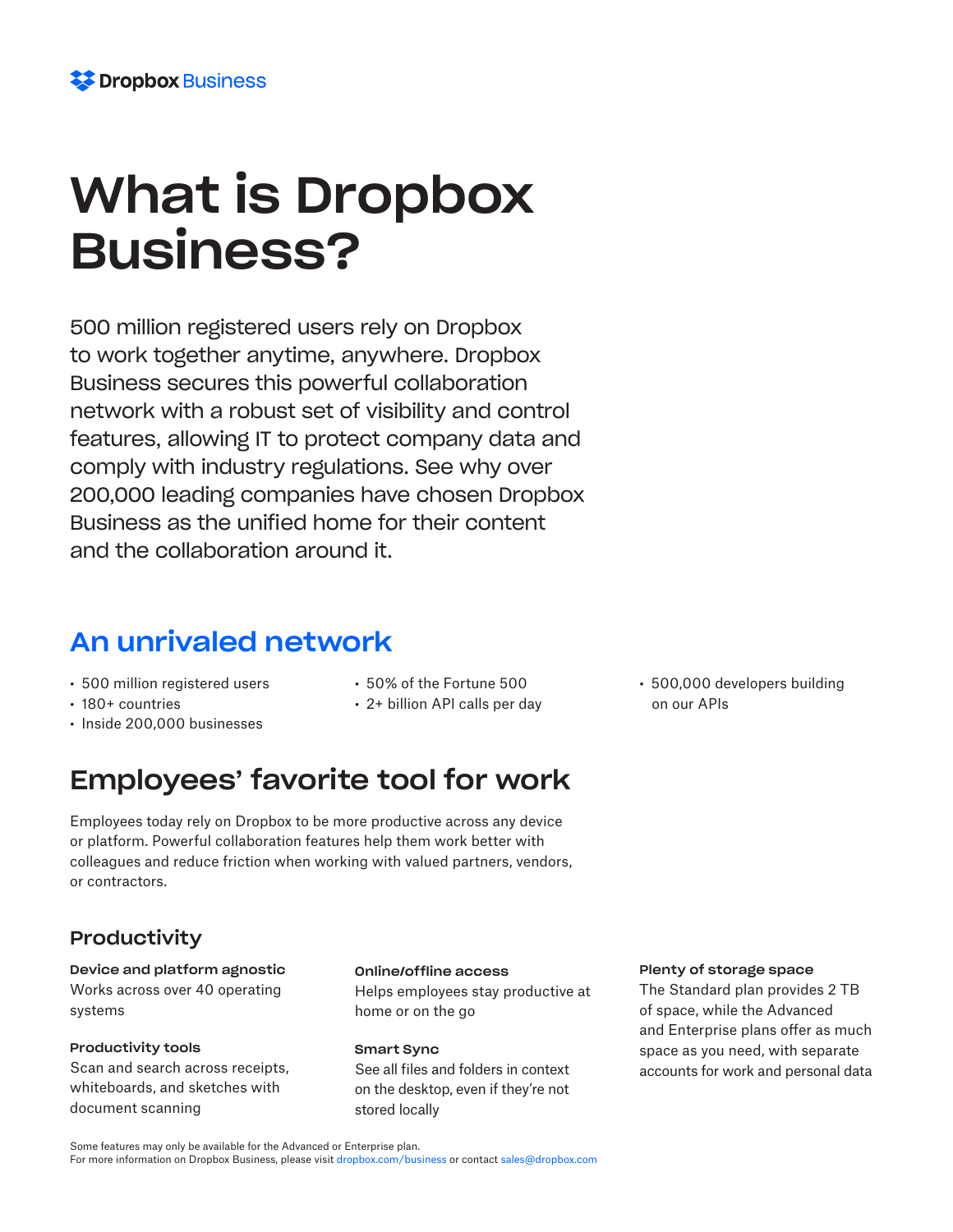Dropbox Business

# What is Dropbox Business?

500 million registered users rely on Dropbox to work together anytime, anywhere. Dropbox Business secures this powerful collaboration network with a robust set of visibility and control features, allowing IT to protect company data and comply with industry regulations. See why over 200,000 leading companies have chosen Dropbox Business as the unified home for their content and the collaboration around it.

## An unrivaled network

- 500 million registered users
- 180+ countries
- Inside 200,000 businesses
- 50% of the Fortune 500
- 2+ billion API calls per day
- 500,000 developers building on our APIs

## Employees' favorite tool for work

Employees today rely on Dropbox to be more productive across any device or platform. Powerful collaboration features help them work better with colleagues and reduce friction when working with valued partners, vendors, or contractors.

### Productivity

**Device and platform agnostic**
Works across over 40 operating systems

**Productivity tools**
Scan and search across receipts, whiteboards, and sketches with document scanning

**Online/offline access**
Helps employees stay productive at home or on the go

**Smart Sync**
See all files and folders in context on the desktop, even if they're not stored locally

**Plenty of storage space**
The Standard plan provides 2 TB of space, while the Advanced and Enterprise plans offer as much space as you need, with separate accounts for work and personal data

Some features may only be available for the Advanced or Enterprise plan.
For more information on Dropbox Business, please visit dropbox.com/business or contact sales@dropbox.com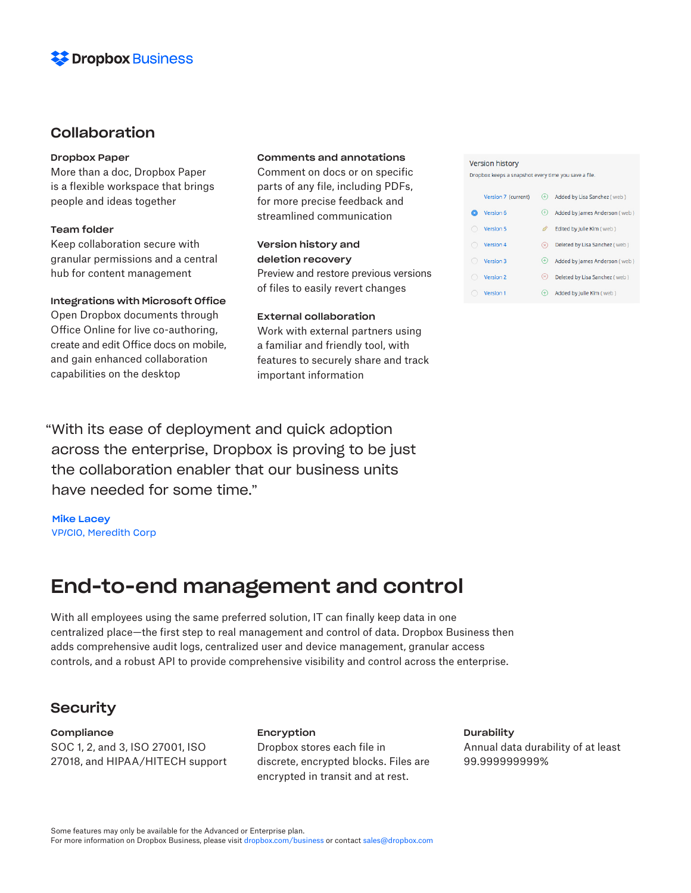## Collaboration

**Dropbox Paper**
More than a doc, Dropbox Paper is a flexible workspace that brings people and ideas together

**Team folder**
Keep collaboration secure with granular permissions and a central hub for content management

**Integrations with Microsoft Office**
Open Dropbox documents through Office Online for live co-authoring, create and edit Office docs on mobile, and gain enhanced collaboration capabilities on the desktop

**Comments and annotations**
Comment on docs or on specific parts of any file, including PDFs, for more precise feedback and streamlined communication

**Version history and deletion recovery**
Preview and restore previous versions of files to easily revert changes

**External collaboration**
Work with external partners using a familiar and friendly tool, with features to securely share and track important information

Version history
Dropbox keeps a snapshot every time you save a file.

| Version | Change |
|---|---|
| Version 7 (current) | Added by Lisa Sanchez ( web ) |
| Version 6 | Added by James Anderson ( web ) |
| Version 5 | Edited by Julie Kim ( web ) |
| Version 4 | Deleted by Lisa Sanchez ( web ) |
| Version 3 | Added by James Anderson ( web ) |
| Version 2 | Deleted by Lisa Sanchez ( web ) |
| Version 1 | Added by Julie Kim ( web ) |

"With its ease of deployment and quick adoption across the enterprise, Dropbox is proving to be just the collaboration enabler that our business units have needed for some time."

**Mike Lacey**
VP/CIO, Meredith Corp

# End-to-end management and control

With all employees using the same preferred solution, IT can finally keep data in one centralized place—the first step to real management and control of data. Dropbox Business then adds comprehensive audit logs, centralized user and device management, granular access controls, and a robust API to provide comprehensive visibility and control across the enterprise.

## Security

**Compliance**
SOC 1, 2, and 3, ISO 27001, ISO 27018, and HIPAA/HITECH support

**Encryption**
Dropbox stores each file in discrete, encrypted blocks. Files are encrypted in transit and at rest.

**Durability**
Annual data durability of at least 99.999999999%

Some features may only be available for the Advanced or Enterprise plan.
For more information on Dropbox Business, please visit dropbox.com/business or contact sales@dropbox.com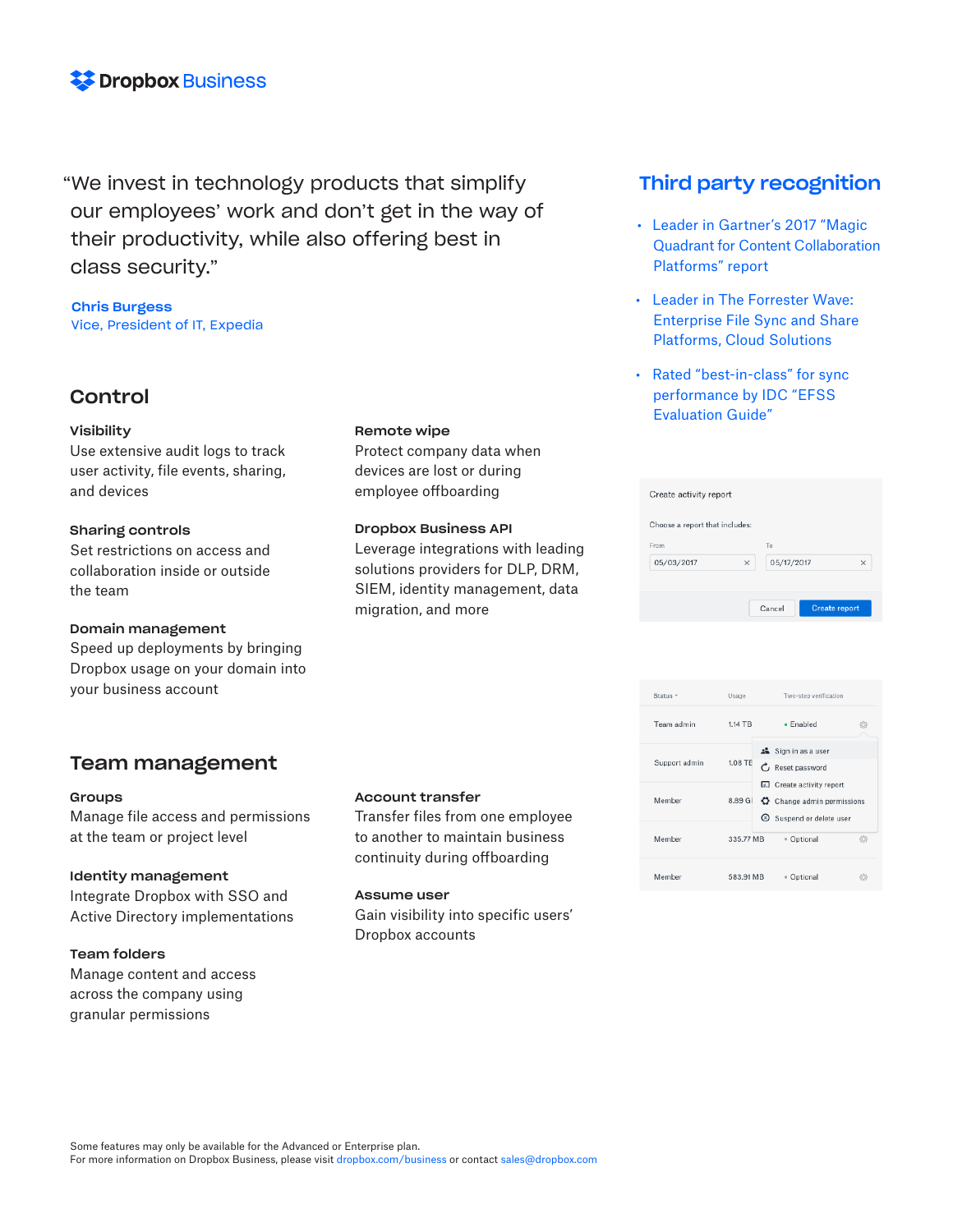**Dropbox Business**

> "We invest in technology products that simplify our employees' work and don't get in the way of their productivity, while also offering best in class security."

**Chris Burgess**
Vice, President of IT, Expedia

## Control

### Visibility
Use extensive audit logs to track user activity, file events, sharing, and devices

### Sharing controls
Set restrictions on access and collaboration inside or outside the team

### Domain management
Speed up deployments by bringing Dropbox usage on your domain into your business account

### Remote wipe
Protect company data when devices are lost or during employee offboarding

### Dropbox Business API
Leverage integrations with leading solutions providers for DLP, DRM, SIEM, identity management, data migration, and more

## Team management

### Groups
Manage file access and permissions at the team or project level

### Identity management
Integrate Dropbox with SSO and Active Directory implementations

### Team folders
Manage content and access across the company using granular permissions

### Account transfer
Transfer files from one employee to another to maintain business continuity during offboarding

### Assume user
Gain visibility into specific users' Dropbox accounts

## Third party recognition

- Leader in Gartner's 2017 "Magic Quadrant for Content Collaboration Platforms" report
- Leader in The Forrester Wave: Enterprise File Sync and Share Platforms, Cloud Solutions
- Rated "best-in-class" for sync performance by IDC "EFSS Evaluation Guide"

Create activity report

Choose a report that includes:

From 05/03/2017 To 05/17/2017

Cancel | Create report

| Status | Usage | Two-step verification |
|---|---|---|
| Team admin | 1.14 TB | Enabled |
| Support admin | 1.08 TB | |
| Member | 8.89 GB | |
| Member | 335.77 MB | Optional |
| Member | 583.91 MB | Optional |

Sign in as a user
Reset password
Create activity report
Change admin permissions
Suspend or delete user

Some features may only be available for the Advanced or Enterprise plan.
For more information on Dropbox Business, please visit dropbox.com/business or contact sales@dropbox.com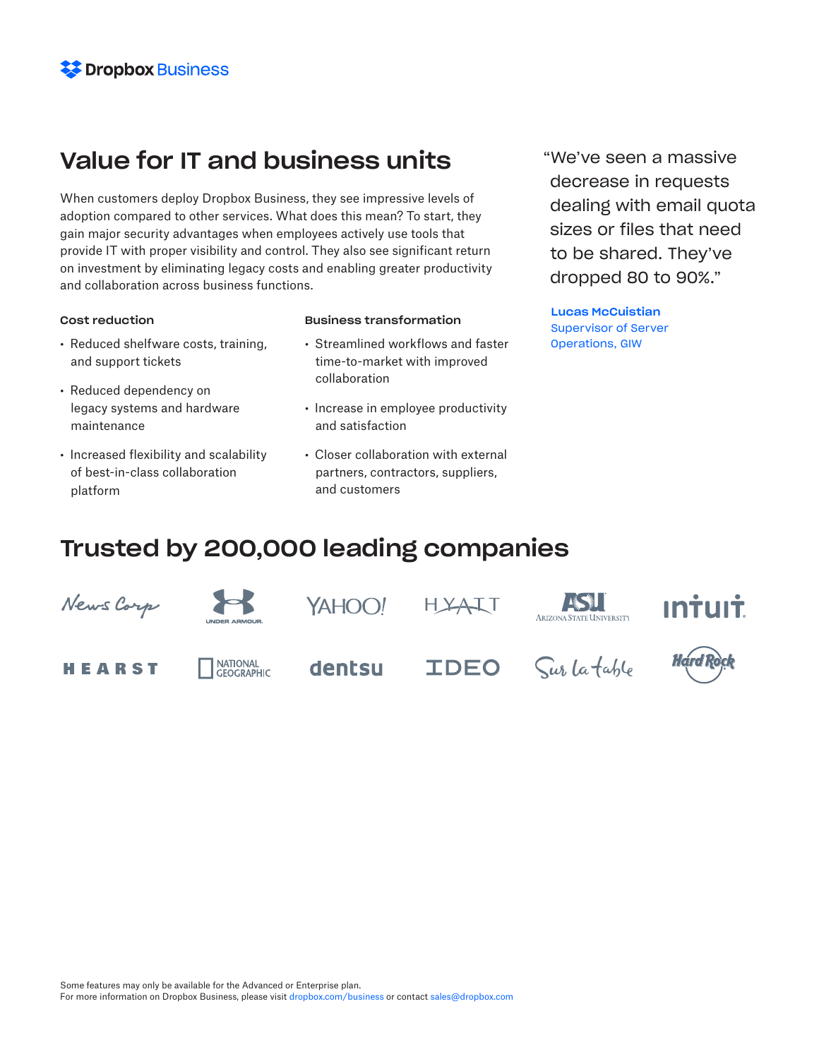Dropbox Business

## Value for IT and business units

When customers deploy Dropbox Business, they see impressive levels of adoption compared to other services. What does this mean? To start, they gain major security advantages when employees actively use tools that provide IT with proper visibility and control. They also see significant return on investment by eliminating legacy costs and enabling greater productivity and collaboration across business functions.

### Cost reduction

- Reduced shelfware costs, training, and support tickets
- Reduced dependency on legacy systems and hardware maintenance
- Increased flexibility and scalability of best-in-class collaboration platform

### Business transformation

- Streamlined workflows and faster time-to-market with improved collaboration
- Increase in employee productivity and satisfaction
- Closer collaboration with external partners, contractors, suppliers, and customers

"We've seen a massive decrease in requests dealing with email quota sizes or files that need to be shared. They've dropped 80 to 90%."

**Lucas McCuistian**
Supervisor of Server Operations, GIW

## Trusted by 200,000 leading companies

News Corp, Under Armour, Yahoo!, Hyatt, Arizona State University, Intuit, Hearst, National Geographic, dentsu, IDEO, Sur la table, Hard Rock

Some features may only be available for the Advanced or Enterprise plan.
For more information on Dropbox Business, please visit dropbox.com/business or contact sales@dropbox.com